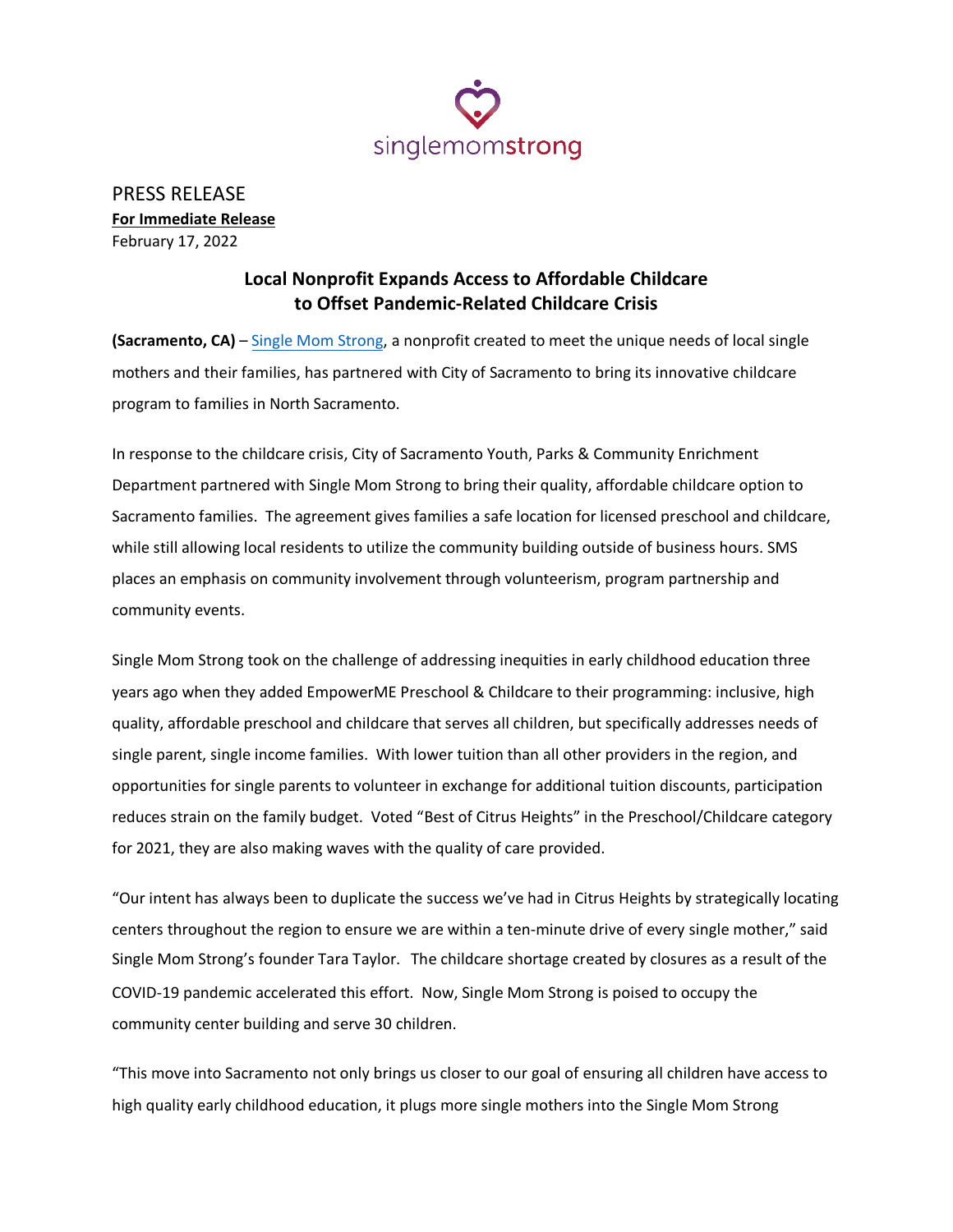singlemomstrong

PRESS RELEASE

**For Immediate Release**

February 17, 2022

## Local Nonprofit Expands Access to Affordable Childcare to Offset Pandemic-Related Childcare Crisis

**(Sacramento, CA)** – Single Mom Strong, a nonprofit created to meet the unique needs of local single mothers and their families, has partnered with City of Sacramento to bring its innovative childcare program to families in North Sacramento.

In response to the childcare crisis, City of Sacramento Youth, Parks & Community Enrichment Department partnered with Single Mom Strong to bring their quality, affordable childcare option to Sacramento families. The agreement gives families a safe location for licensed preschool and childcare, while still allowing local residents to utilize the community building outside of business hours. SMS places an emphasis on community involvement through volunteerism, program partnership and community events.

Single Mom Strong took on the challenge of addressing inequities in early childhood education three years ago when they added EmpowerME Preschool & Childcare to their programming: inclusive, high quality, affordable preschool and childcare that serves all children, but specifically addresses needs of single parent, single income families. With lower tuition than all other providers in the region, and opportunities for single parents to volunteer in exchange for additional tuition discounts, participation reduces strain on the family budget. Voted "Best of Citrus Heights" in the Preschool/Childcare category for 2021, they are also making waves with the quality of care provided.

"Our intent has always been to duplicate the success we've had in Citrus Heights by strategically locating centers throughout the region to ensure we are within a ten-minute drive of every single mother," said Single Mom Strong's founder Tara Taylor. The childcare shortage created by closures as a result of the COVID-19 pandemic accelerated this effort. Now, Single Mom Strong is poised to occupy the community center building and serve 30 children.

"This move into Sacramento not only brings us closer to our goal of ensuring all children have access to high quality early childhood education, it plugs more single mothers into the Single Mom Strong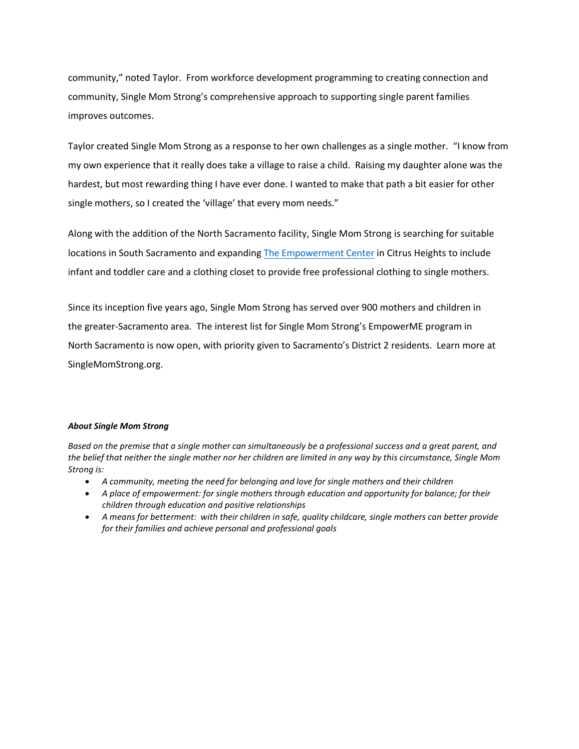community," noted Taylor. From workforce development programming to creating connection and community, Single Mom Strong's comprehensive approach to supporting single parent families improves outcomes.

Taylor created Single Mom Strong as a response to her own challenges as a single mother. "I know from my own experience that it really does take a village to raise a child. Raising my daughter alone was the hardest, but most rewarding thing I have ever done. I wanted to make that path a bit easier for other single mothers, so I created the 'village' that every mom needs."

Along with the addition of the North Sacramento facility, Single Mom Strong is searching for suitable locations in South Sacramento and expanding The Empowerment Center in Citrus Heights to include infant and toddler care and a clothing closet to provide free professional clothing to single mothers.

Since its inception five years ago, Single Mom Strong has served over 900 mothers and children in the greater-Sacramento area. The interest list for Single Mom Strong's EmpowerME program in North Sacramento is now open, with priority given to Sacramento's District 2 residents. Learn more at SingleMomStrong.org.

***About Single Mom Strong***

*Based on the premise that a single mother can simultaneously be a professional success and a great parent, and the belief that neither the single mother nor her children are limited in any way by this circumstance, Single Mom Strong is:*

- *A community, meeting the need for belonging and love for single mothers and their children*
- *A place of empowerment: for single mothers through education and opportunity for balance; for their children through education and positive relationships*
- *A means for betterment: with their children in safe, quality childcare, single mothers can better provide for their families and achieve personal and professional goals*